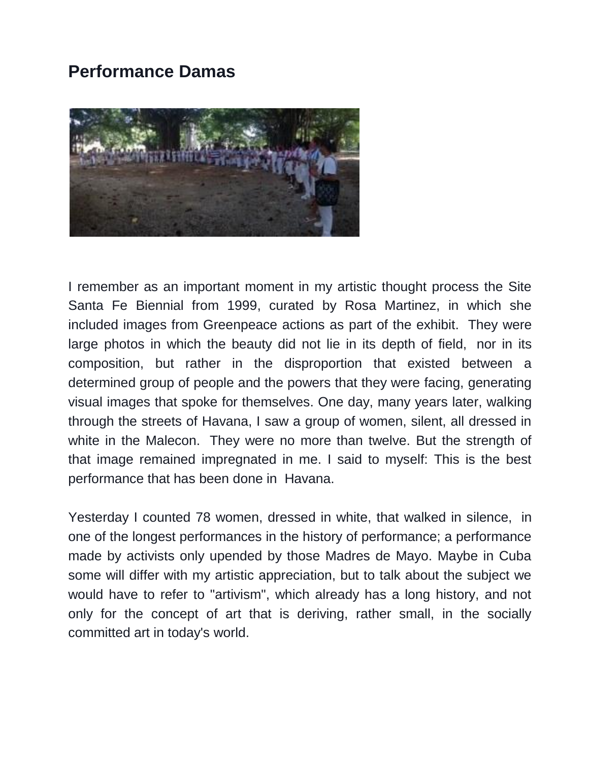# Performance Damas

I remember as an important moment in my artistic thought process the Site Santa Fe Biennial from 1999, curated by Rosa Martinez, in which she included images from Greenpeace actions as part of the exhibit. They were large photos in which the beauty did not lie in its depth of field, nor in its composition, but rather in the disproportion that existed between a determined group of people and the powers that they were facing, generating visual images that spoke for themselves. One day, many years later, walking through the streets of Havana, I saw a group of women, silent, all dressed in white in the Malecon. They were no more than twelve. But the strength of that image remained impregnated in me. I said to myself: This is the best performance that has been done in Havana.

Yesterday I counted 78 women, dressed in white, that walked in silence, in one of the longest performances in the history of performance; a performance made by activists only upended by those Madres de Mayo. Maybe in Cuba some will differ with my artistic appreciation, but to talk about the subject we would have to refer to "artivism", which already has a long history, and not only for the concept of art that is deriving, rather small, in the socially committed art in today's world.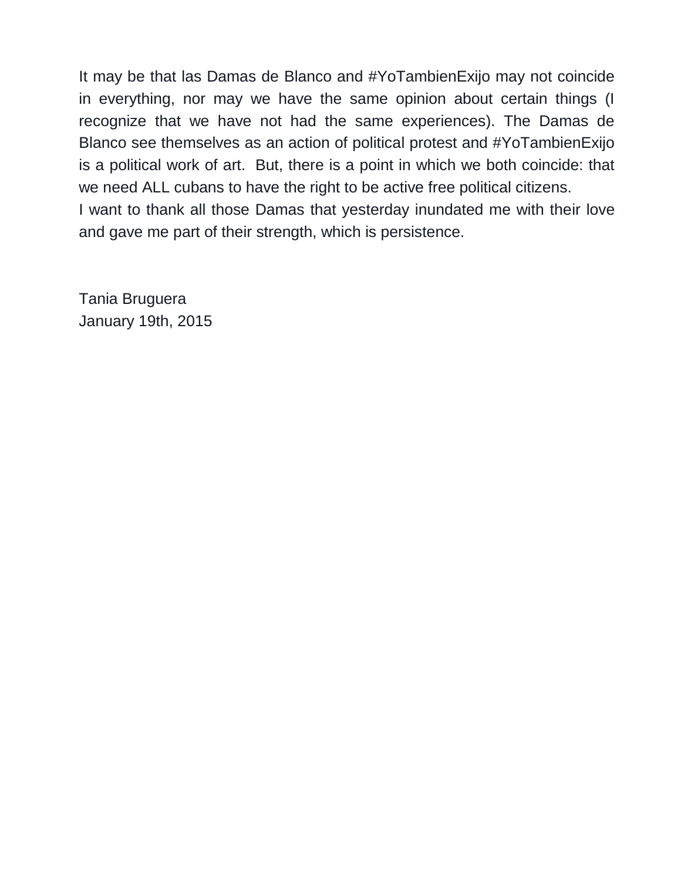It may be that las Damas de Blanco and #YoTambienExijo may not coincide in everything, nor may we have the same opinion about certain things (I recognize that we have not had the same experiences). The Damas de Blanco see themselves as an action of political protest and #YoTambienExijo is a political work of art.  But, there is a point in which we both coincide: that we need ALL cubans to have the right to be active free political citizens.
I want to thank all those Damas that yesterday inundated me with their love and gave me part of their strength, which is persistence.

Tania Bruguera
January 19th, 2015